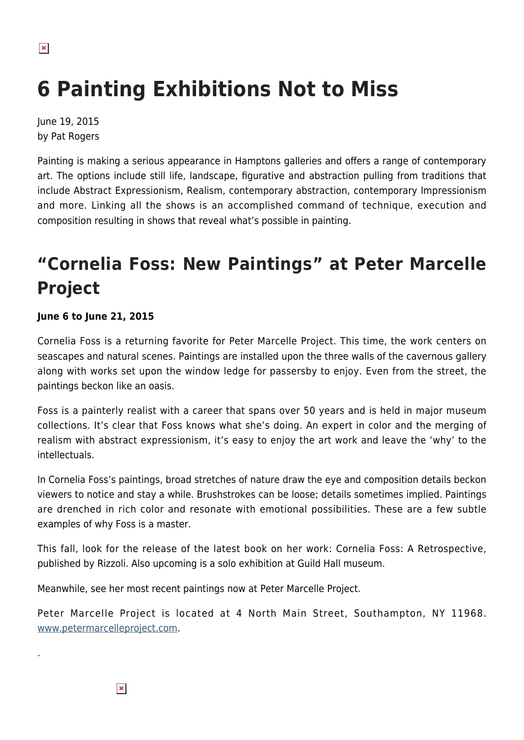# 6 Painting Exhibitions Not to Miss

June 19, 2015
by Pat Rogers

Painting is making a serious appearance in Hamptons galleries and offers a range of contemporary art. The options include still life, landscape, figurative and abstraction pulling from traditions that include Abstract Expressionism, Realism, contemporary abstraction, contemporary Impressionism and more. Linking all the shows is an accomplished command of technique, execution and composition resulting in shows that reveal what's possible in painting.

## "Cornelia Foss: New Paintings" at Peter Marcelle Project

**June 6 to June 21, 2015**

Cornelia Foss is a returning favorite for Peter Marcelle Project. This time, the work centers on seascapes and natural scenes. Paintings are installed upon the three walls of the cavernous gallery along with works set upon the window ledge for passersby to enjoy. Even from the street, the paintings beckon like an oasis.

Foss is a painterly realist with a career that spans over 50 years and is held in major museum collections. It's clear that Foss knows what she's doing. An expert in color and the merging of realism with abstract expressionism, it's easy to enjoy the art work and leave the 'why' to the intellectuals.

In Cornelia Foss's paintings, broad stretches of nature draw the eye and composition details beckon viewers to notice and stay a while. Brushstrokes can be loose; details sometimes implied. Paintings are drenched in rich color and resonate with emotional possibilities. These are a few subtle examples of why Foss is a master.

This fall, look for the release of the latest book on her work: Cornelia Foss: A Retrospective, published by Rizzoli. Also upcoming is a solo exhibition at Guild Hall museum.

Meanwhile, see her most recent paintings now at Peter Marcelle Project.

Peter Marcelle Project is located at 4 North Main Street, Southampton, NY 11968. www.petermarcelleproject.com.

.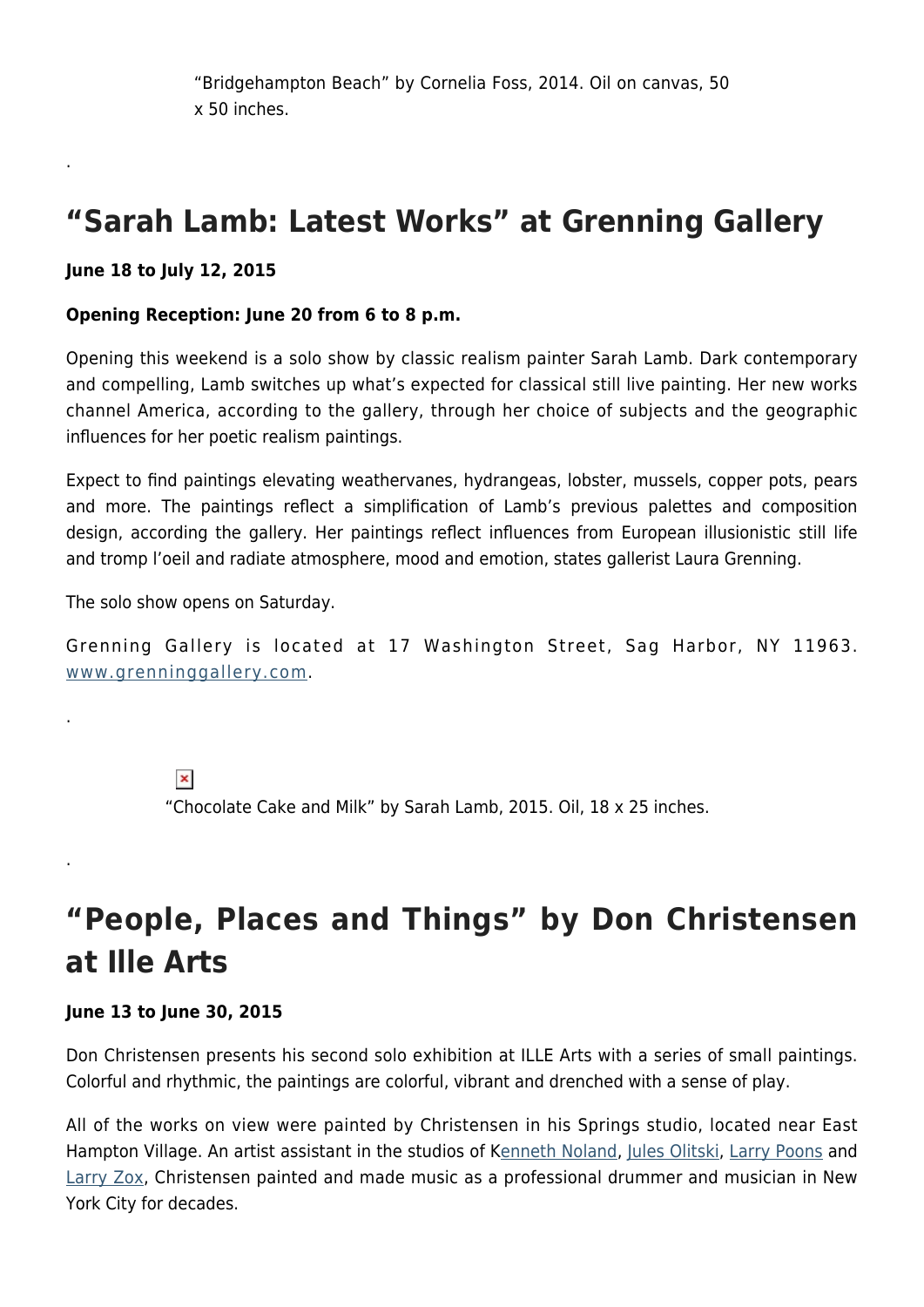"Bridgehampton Beach" by Cornelia Foss, 2014. Oil on canvas, 50 x 50 inches.

.

## "Sarah Lamb: Latest Works" at Grenning Gallery

**June 18 to July 12, 2015**

**Opening Reception: June 20 from 6 to 8 p.m.**

Opening this weekend is a solo show by classic realism painter Sarah Lamb. Dark contemporary and compelling, Lamb switches up what's expected for classical still live painting. Her new works channel America, according to the gallery, through her choice of subjects and the geographic influences for her poetic realism paintings.

Expect to find paintings elevating weathervanes, hydrangeas, lobster, mussels, copper pots, pears and more. The paintings reflect a simplification of Lamb's previous palettes and composition design, according the gallery. Her paintings reflect influences from European illusionistic still life and tromp l'oeil and radiate atmosphere, mood and emotion, states gallerist Laura Grenning.

The solo show opens on Saturday.

Grenning Gallery is located at 17 Washington Street, Sag Harbor, NY 11963. www.grenninggallery.com.

.

"Chocolate Cake and Milk" by Sarah Lamb, 2015. Oil, 18 x 25 inches.

.

## "People, Places and Things" by Don Christensen at Ille Arts

**June 13 to June 30, 2015**

Don Christensen presents his second solo exhibition at ILLE Arts with a series of small paintings. Colorful and rhythmic, the paintings are colorful, vibrant and drenched with a sense of play.

All of the works on view were painted by Christensen in his Springs studio, located near East Hampton Village. An artist assistant in the studios of Kenneth Noland, Jules Olitski, Larry Poons and Larry Zox, Christensen painted and made music as a professional drummer and musician in New York City for decades.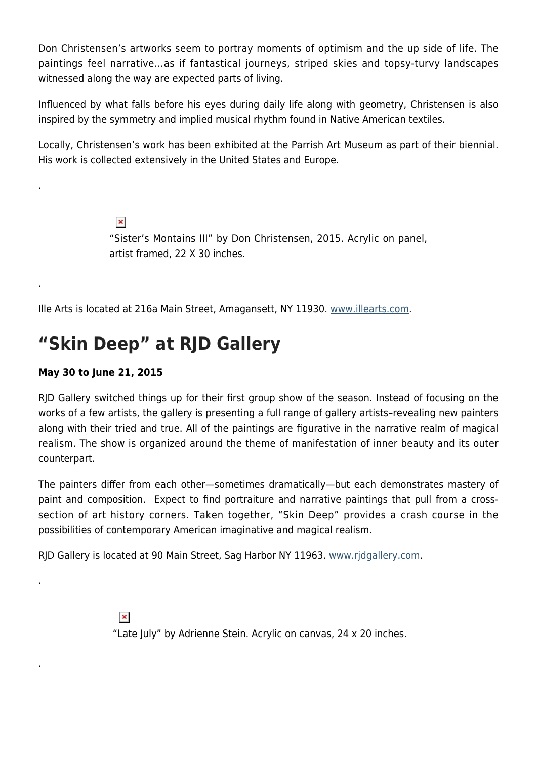Don Christensen's artworks seem to portray moments of optimism and the up side of life. The paintings feel narrative…as if fantastical journeys, striped skies and topsy-turvy landscapes witnessed along the way are expected parts of living.

Influenced by what falls before his eyes during daily life along with geometry, Christensen is also inspired by the symmetry and implied musical rhythm found in Native American textiles.

Locally, Christensen's work has been exhibited at the Parrish Art Museum as part of their biennial. His work is collected extensively in the United States and Europe.

.

"Sister's Montains III" by Don Christensen, 2015. Acrylic on panel, artist framed, 22 X 30 inches.

.

Ille Arts is located at 216a Main Street, Amagansett, NY 11930. www.illearts.com.

## "Skin Deep" at RJD Gallery

**May 30 to June 21, 2015**

RJD Gallery switched things up for their first group show of the season. Instead of focusing on the works of a few artists, the gallery is presenting a full range of gallery artists–revealing new painters along with their tried and true. All of the paintings are figurative in the narrative realm of magical realism. The show is organized around the theme of manifestation of inner beauty and its outer counterpart.

The painters differ from each other—sometimes dramatically—but each demonstrates mastery of paint and composition. Expect to find portraiture and narrative paintings that pull from a cross-section of art history corners. Taken together, "Skin Deep" provides a crash course in the possibilities of contemporary American imaginative and magical realism.

RJD Gallery is located at 90 Main Street, Sag Harbor NY 11963. www.rjdgallery.com.

.

"Late July" by Adrienne Stein. Acrylic on canvas, 24 x 20 inches.

.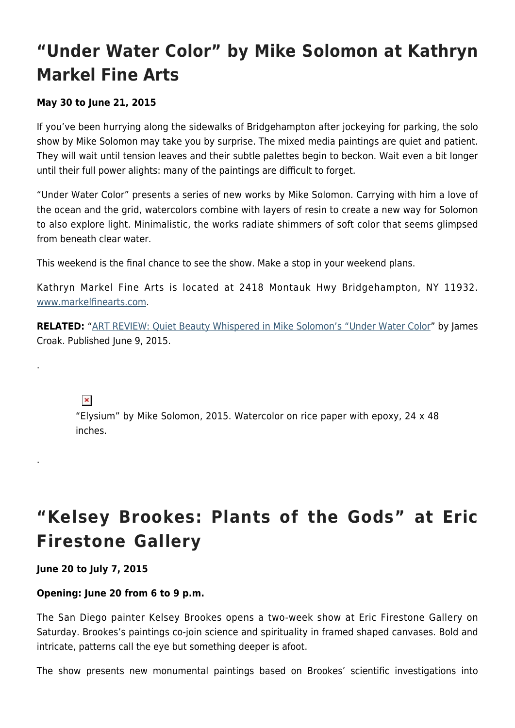## "Under Water Color" by Mike Solomon at Kathryn Markel Fine Arts

**May 30 to June 21, 2015**

If you've been hurrying along the sidewalks of Bridgehampton after jockeying for parking, the solo show by Mike Solomon may take you by surprise. The mixed media paintings are quiet and patient. They will wait until tension leaves and their subtle palettes begin to beckon. Wait even a bit longer until their full power alights: many of the paintings are difficult to forget.

"Under Water Color" presents a series of new works by Mike Solomon. Carrying with him a love of the ocean and the grid, watercolors combine with layers of resin to create a new way for Solomon to also explore light. Minimalistic, the works radiate shimmers of soft color that seems glimpsed from beneath clear water.

This weekend is the final chance to see the show. Make a stop in your weekend plans.

Kathryn Markel Fine Arts is located at 2418 Montauk Hwy Bridgehampton, NY 11932. www.markelfinearts.com.

**RELATED:** "ART REVIEW: Quiet Beauty Whispered in Mike Solomon's "Under Water Color"" by James Croak. Published June 9, 2015.

.

"Elysium" by Mike Solomon, 2015. Watercolor on rice paper with epoxy, 24 x 48 inches.

.

## "Kelsey Brookes: Plants of the Gods" at Eric Firestone Gallery

**June 20 to July 7, 2015**

**Opening: June 20 from 6 to 9 p.m.**

The San Diego painter Kelsey Brookes opens a two-week show at Eric Firestone Gallery on Saturday. Brookes's paintings co-join science and spirituality in framed shaped canvases. Bold and intricate, patterns call the eye but something deeper is afoot.

The show presents new monumental paintings based on Brookes' scientific investigations into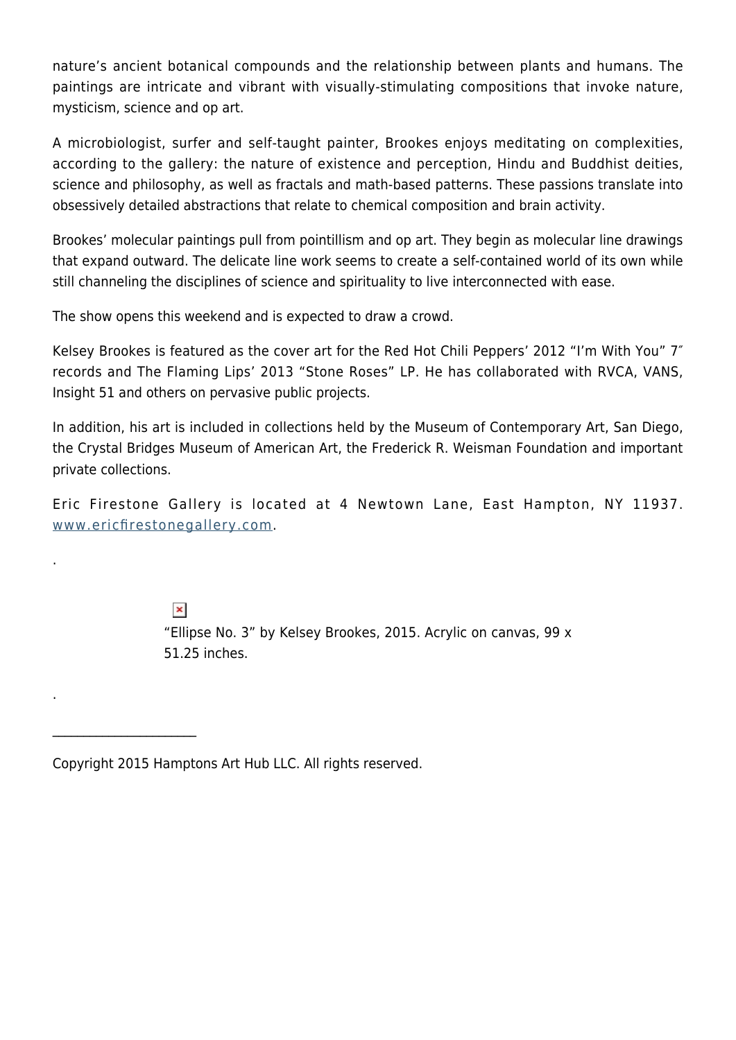nature's ancient botanical compounds and the relationship between plants and humans. The paintings are intricate and vibrant with visually-stimulating compositions that invoke nature, mysticism, science and op art.

A microbiologist, surfer and self-taught painter, Brookes enjoys meditating on complexities, according to the gallery: the nature of existence and perception, Hindu and Buddhist deities, science and philosophy, as well as fractals and math-based patterns. These passions translate into obsessively detailed abstractions that relate to chemical composition and brain activity.

Brookes' molecular paintings pull from pointillism and op art. They begin as molecular line drawings that expand outward. The delicate line work seems to create a self-contained world of its own while still channeling the disciplines of science and spirituality to live interconnected with ease.

The show opens this weekend and is expected to draw a crowd.

Kelsey Brookes is featured as the cover art for the Red Hot Chili Peppers' 2012 "I'm With You" 7″ records and The Flaming Lips' 2013 "Stone Roses" LP. He has collaborated with RVCA, VANS, Insight 51 and others on pervasive public projects.

In addition, his art is included in collections held by the Museum of Contemporary Art, San Diego, the Crystal Bridges Museum of American Art, the Frederick R. Weisman Foundation and important private collections.

Eric Firestone Gallery is located at 4 Newtown Lane, East Hampton, NY 11937. www.ericfirestonegallery.com.

.

"Ellipse No. 3" by Kelsey Brookes, 2015. Acrylic on canvas, 99 x 51.25 inches.

.

---

Copyright 2015 Hamptons Art Hub LLC. All rights reserved.